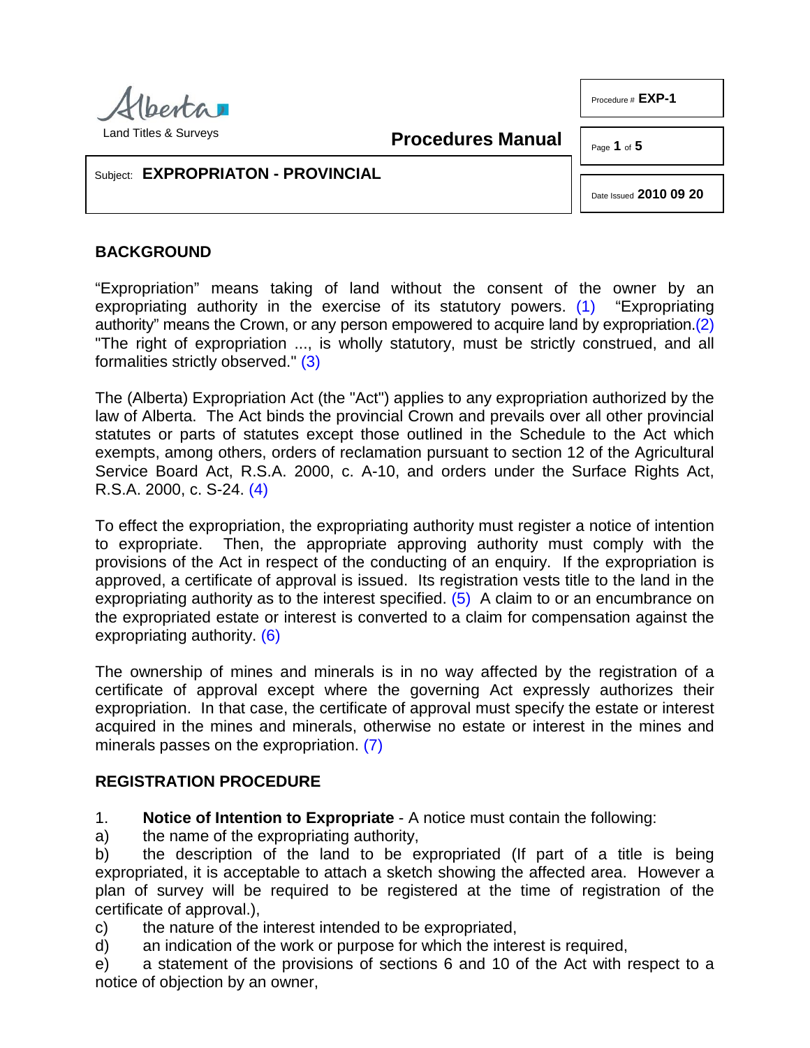Land Titles & Surveys

**Procedures Manual**

Procedure # **EXP-1**

Subject: **EXPROPRIATON - PROVINCIAL**

Date Issued **2010 09 20**

## BACKGROUND

"Expropriation" means taking of land without the consent of the owner by an expropriating authority in the exercise of its statutory powers. (1) "Expropriating authority" means the Crown, or any person empowered to acquire land by expropriation.(2) "The right of expropriation ..., is wholly statutory, must be strictly construed, and all formalities strictly observed." (3)

The (Alberta) Expropriation Act (the "Act") applies to any expropriation authorized by the law of Alberta. The Act binds the provincial Crown and prevails over all other provincial statutes or parts of statutes except those outlined in the Schedule to the Act which exempts, among others, orders of reclamation pursuant to section 12 of the Agricultural Service Board Act, R.S.A. 2000, c. A-10, and orders under the Surface Rights Act, R.S.A. 2000, c. S-24. (4)

To effect the expropriation, the expropriating authority must register a notice of intention to expropriate. Then, the appropriate approving authority must comply with the provisions of the Act in respect of the conducting of an enquiry. If the expropriation is approved, a certificate of approval is issued. Its registration vests title to the land in the expropriating authority as to the interest specified. (5) A claim to or an encumbrance on the expropriated estate or interest is converted to a claim for compensation against the expropriating authority. (6)

The ownership of mines and minerals is in no way affected by the registration of a certificate of approval except where the governing Act expressly authorizes their expropriation. In that case, the certificate of approval must specify the estate or interest acquired in the mines and minerals, otherwise no estate or interest in the mines and minerals passes on the expropriation. (7)

## REGISTRATION PROCEDURE

1. **Notice of Intention to Expropriate** - A notice must contain the following:

a) the name of the expropriating authority,

b) the description of the land to be expropriated (If part of a title is being expropriated, it is acceptable to attach a sketch showing the affected area. However a plan of survey will be required to be registered at the time of registration of the certificate of approval.),

c) the nature of the interest intended to be expropriated,

d) an indication of the work or purpose for which the interest is required,

e) a statement of the provisions of sections 6 and 10 of the Act with respect to a notice of objection by an owner,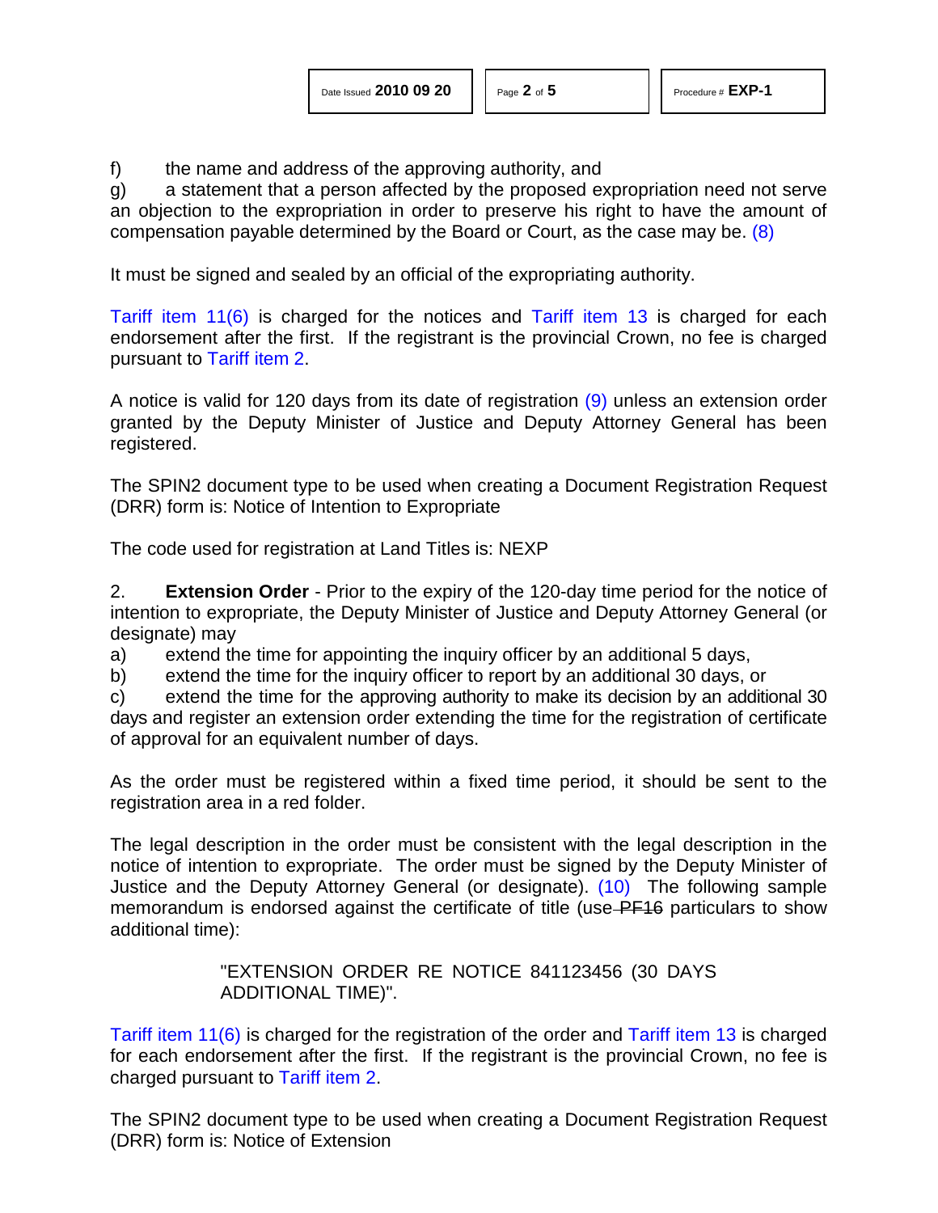f) the name and address of the approving authority, and

g) a statement that a person affected by the proposed expropriation need not serve an objection to the expropriation in order to preserve his right to have the amount of compensation payable determined by the Board or Court, as the case may be. (8)

It must be signed and sealed by an official of the expropriating authority.

Tariff item 11(6) is charged for the notices and Tariff item 13 is charged for each endorsement after the first. If the registrant is the provincial Crown, no fee is charged pursuant to Tariff item 2.

A notice is valid for 120 days from its date of registration (9) unless an extension order granted by the Deputy Minister of Justice and Deputy Attorney General has been registered.

The SPIN2 document type to be used when creating a Document Registration Request (DRR) form is: Notice of Intention to Expropriate

The code used for registration at Land Titles is: NEXP

2. **Extension Order** - Prior to the expiry of the 120-day time period for the notice of intention to expropriate, the Deputy Minister of Justice and Deputy Attorney General (or designate) may

a) extend the time for appointing the inquiry officer by an additional 5 days,

b) extend the time for the inquiry officer to report by an additional 30 days, or

c) extend the time for the approving authority to make its decision by an additional 30 days and register an extension order extending the time for the registration of certificate of approval for an equivalent number of days.

As the order must be registered within a fixed time period, it should be sent to the registration area in a red folder.

The legal description in the order must be consistent with the legal description in the notice of intention to expropriate. The order must be signed by the Deputy Minister of Justice and the Deputy Attorney General (or designate). (10) The following sample memorandum is endorsed against the certificate of title (use ~~PF16~~ particulars to show additional time):

> "EXTENSION ORDER RE NOTICE 841123456 (30 DAYS ADDITIONAL TIME)".

Tariff item 11(6) is charged for the registration of the order and Tariff item 13 is charged for each endorsement after the first. If the registrant is the provincial Crown, no fee is charged pursuant to Tariff item 2.

The SPIN2 document type to be used when creating a Document Registration Request (DRR) form is: Notice of Extension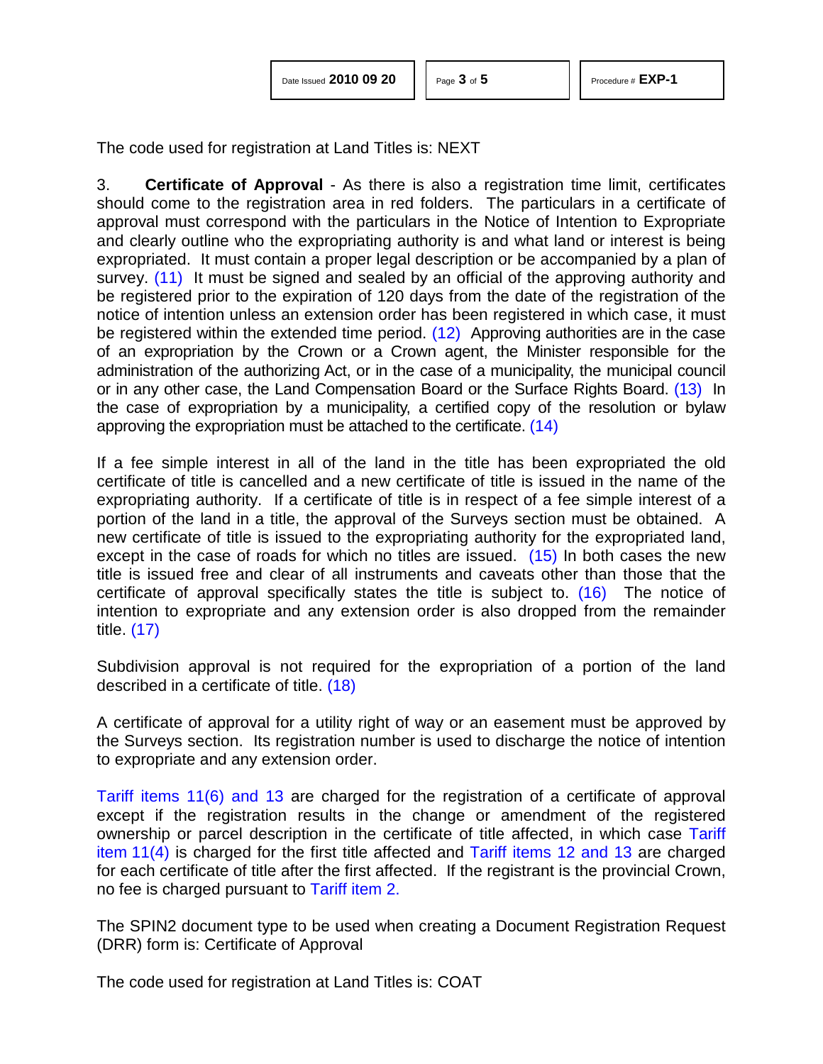The code used for registration at Land Titles is: NEXT

3. **Certificate of Approval** - As there is also a registration time limit, certificates should come to the registration area in red folders. The particulars in a certificate of approval must correspond with the particulars in the Notice of Intention to Expropriate and clearly outline who the expropriating authority is and what land or interest is being expropriated. It must contain a proper legal description or be accompanied by a plan of survey. (11) It must be signed and sealed by an official of the approving authority and be registered prior to the expiration of 120 days from the date of the registration of the notice of intention unless an extension order has been registered in which case, it must be registered within the extended time period. (12) Approving authorities are in the case of an expropriation by the Crown or a Crown agent, the Minister responsible for the administration of the authorizing Act, or in the case of a municipality, the municipal council or in any other case, the Land Compensation Board or the Surface Rights Board. (13) In the case of expropriation by a municipality, a certified copy of the resolution or bylaw approving the expropriation must be attached to the certificate. (14)

If a fee simple interest in all of the land in the title has been expropriated the old certificate of title is cancelled and a new certificate of title is issued in the name of the expropriating authority. If a certificate of title is in respect of a fee simple interest of a portion of the land in a title, the approval of the Surveys section must be obtained. A new certificate of title is issued to the expropriating authority for the expropriated land, except in the case of roads for which no titles are issued. (15) In both cases the new title is issued free and clear of all instruments and caveats other than those that the certificate of approval specifically states the title is subject to. (16) The notice of intention to expropriate and any extension order is also dropped from the remainder title. (17)

Subdivision approval is not required for the expropriation of a portion of the land described in a certificate of title. (18)

A certificate of approval for a utility right of way or an easement must be approved by the Surveys section. Its registration number is used to discharge the notice of intention to expropriate and any extension order.

Tariff items 11(6) and 13 are charged for the registration of a certificate of approval except if the registration results in the change or amendment of the registered ownership or parcel description in the certificate of title affected, in which case Tariff item 11(4) is charged for the first title affected and Tariff items 12 and 13 are charged for each certificate of title after the first affected. If the registrant is the provincial Crown, no fee is charged pursuant to Tariff item 2.

The SPIN2 document type to be used when creating a Document Registration Request (DRR) form is: Certificate of Approval

The code used for registration at Land Titles is: COAT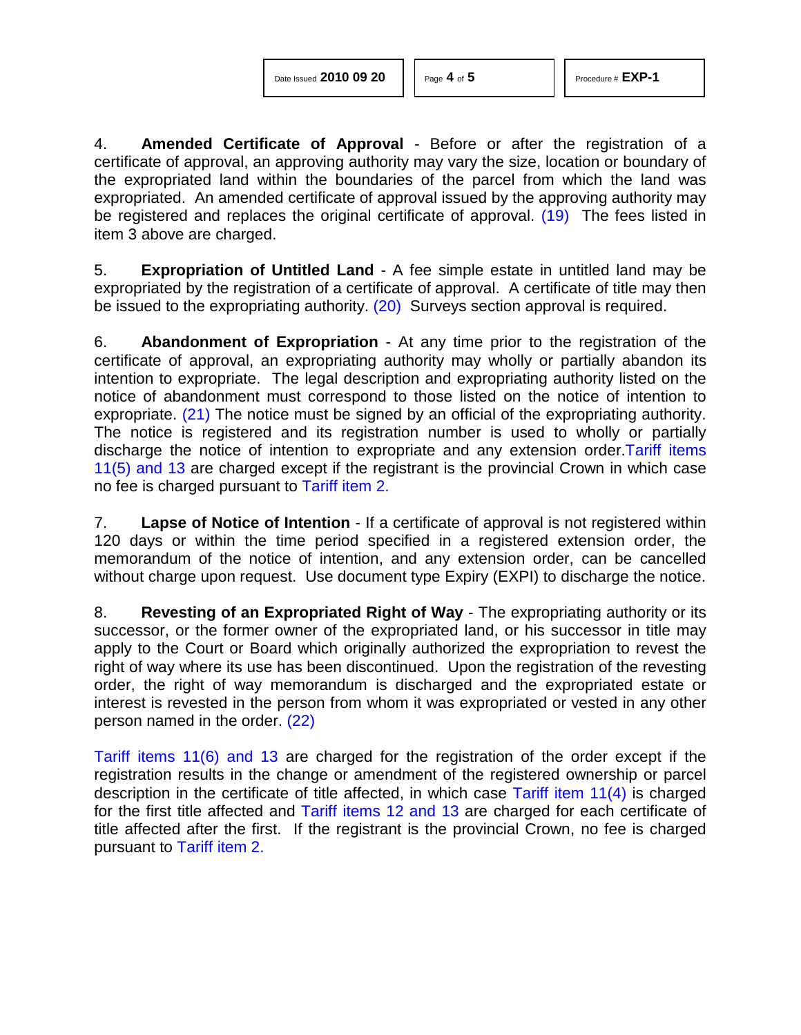4. **Amended Certificate of Approval** - Before or after the registration of a certificate of approval, an approving authority may vary the size, location or boundary of the expropriated land within the boundaries of the parcel from which the land was expropriated. An amended certificate of approval issued by the approving authority may be registered and replaces the original certificate of approval. (19) The fees listed in item 3 above are charged.

5. **Expropriation of Untitled Land** - A fee simple estate in untitled land may be expropriated by the registration of a certificate of approval. A certificate of title may then be issued to the expropriating authority. (20) Surveys section approval is required.

6. **Abandonment of Expropriation** - At any time prior to the registration of the certificate of approval, an expropriating authority may wholly or partially abandon its intention to expropriate. The legal description and expropriating authority listed on the notice of abandonment must correspond to those listed on the notice of intention to expropriate. (21) The notice must be signed by an official of the expropriating authority. The notice is registered and its registration number is used to wholly or partially discharge the notice of intention to expropriate and any extension order. Tariff items 11(5) and 13 are charged except if the registrant is the provincial Crown in which case no fee is charged pursuant to Tariff item 2.

7. **Lapse of Notice of Intention** - If a certificate of approval is not registered within 120 days or within the time period specified in a registered extension order, the memorandum of the notice of intention, and any extension order, can be cancelled without charge upon request. Use document type Expiry (EXPI) to discharge the notice.

8. **Revesting of an Expropriated Right of Way** - The expropriating authority or its successor, or the former owner of the expropriated land, or his successor in title may apply to the Court or Board which originally authorized the expropriation to revest the right of way where its use has been discontinued. Upon the registration of the revesting order, the right of way memorandum is discharged and the expropriated estate or interest is revested in the person from whom it was expropriated or vested in any other person named in the order. (22)

Tariff items 11(6) and 13 are charged for the registration of the order except if the registration results in the change or amendment of the registered ownership or parcel description in the certificate of title affected, in which case Tariff item 11(4) is charged for the first title affected and Tariff items 12 and 13 are charged for each certificate of title affected after the first. If the registrant is the provincial Crown, no fee is charged pursuant to Tariff item 2.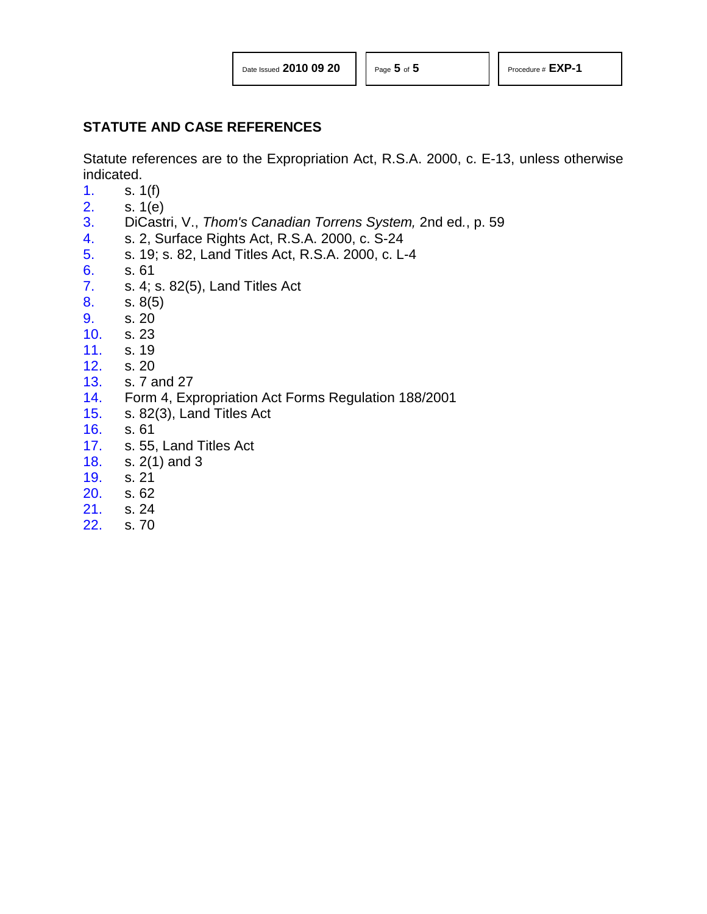## STATUTE AND CASE REFERENCES

Statute references are to the Expropriation Act, R.S.A. 2000, c. E-13, unless otherwise indicated.

1. s. 1(f)
2. s. 1(e)
3. DiCastri, V., *Thom's Canadian Torrens System,* 2nd ed., p. 59
4. s. 2, Surface Rights Act, R.S.A. 2000, c. S-24
5. s. 19; s. 82, Land Titles Act, R.S.A. 2000, c. L-4
6. s. 61
7. s. 4; s. 82(5), Land Titles Act
8. s. 8(5)
9. s. 20
10. s. 23
11. s. 19
12. s. 20
13. s. 7 and 27
14. Form 4, Expropriation Act Forms Regulation 188/2001
15. s. 82(3), Land Titles Act
16. s. 61
17. s. 55, Land Titles Act
18. s. 2(1) and 3
19. s. 21
20. s. 62
21. s. 24
22. s. 70